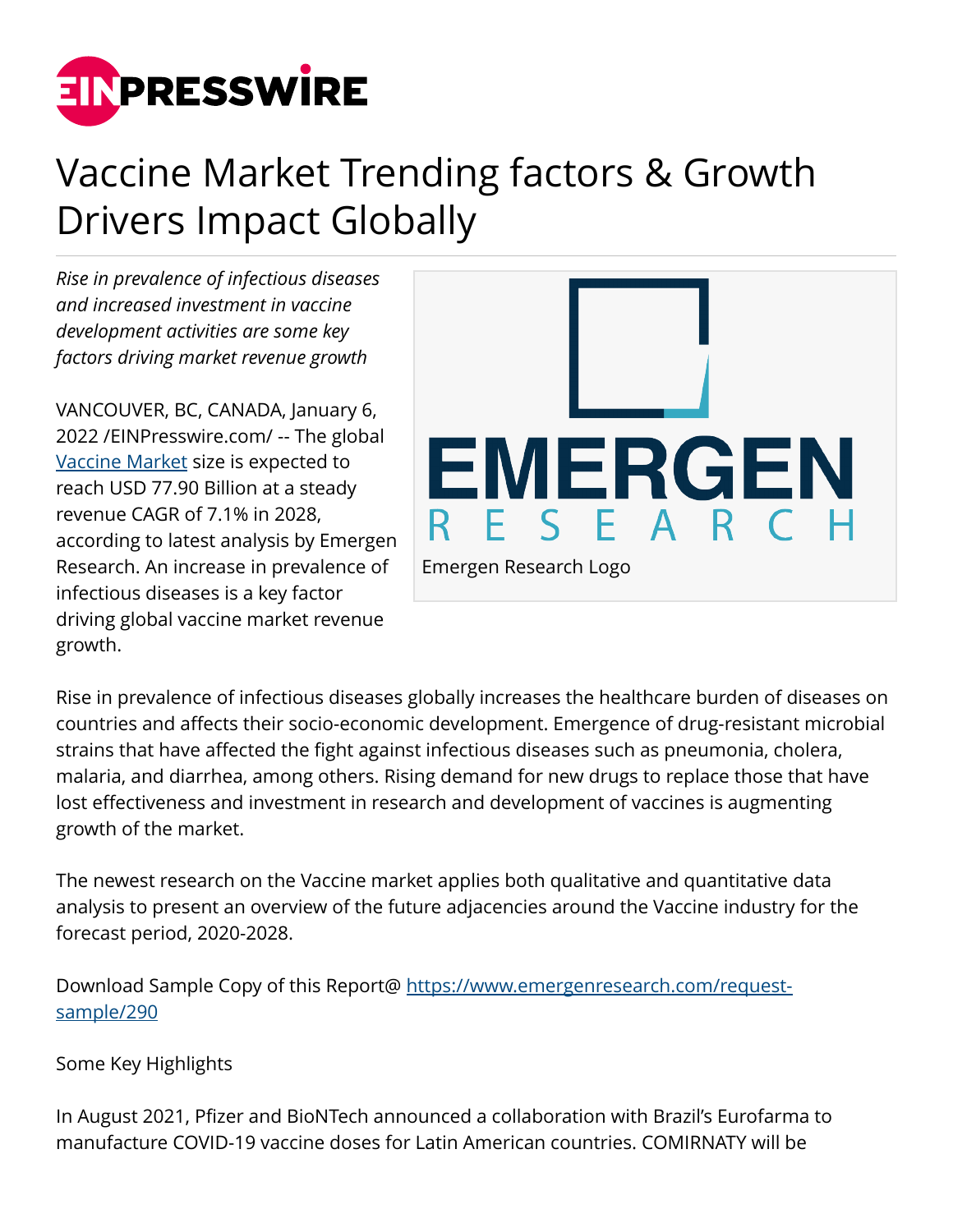# Vaccine Market Trending factors & Growth Drivers Impact Globally

*Rise in prevalence of infectious diseases and increased investment in vaccine development activities are some key factors driving market revenue growth*

VANCOUVER, BC, CANADA, January 6, 2022 /EINPresswire.com/ -- The global Vaccine Market size is expected to reach USD 77.90 Billion at a steady revenue CAGR of 7.1% in 2028, according to latest analysis by Emergen Research. An increase in prevalence of infectious diseases is a key factor driving global vaccine market revenue growth.

Emergen Research Logo

Rise in prevalence of infectious diseases globally increases the healthcare burden of diseases on countries and affects their socio-economic development. Emergence of drug-resistant microbial strains that have affected the fight against infectious diseases such as pneumonia, cholera, malaria, and diarrhea, among others. Rising demand for new drugs to replace those that have lost effectiveness and investment in research and development of vaccines is augmenting growth of the market.

The newest research on the Vaccine market applies both qualitative and quantitative data analysis to present an overview of the future adjacencies around the Vaccine industry for the forecast period, 2020-2028.

Download Sample Copy of this Report@ https://www.emergenresearch.com/request-sample/290

Some Key Highlights

In August 2021, Pfizer and BioNTech announced a collaboration with Brazil's Eurofarma to manufacture COVID-19 vaccine doses for Latin American countries. COMIRNATY will be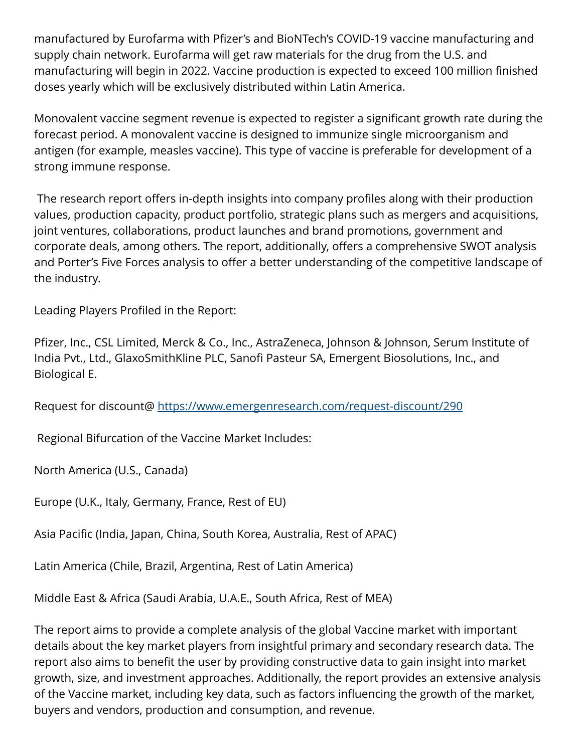manufactured by Eurofarma with Pfizer's and BioNTech's COVID-19 vaccine manufacturing and supply chain network. Eurofarma will get raw materials for the drug from the U.S. and manufacturing will begin in 2022. Vaccine production is expected to exceed 100 million finished doses yearly which will be exclusively distributed within Latin America.

Monovalent vaccine segment revenue is expected to register a significant growth rate during the forecast period. A monovalent vaccine is designed to immunize single microorganism and antigen (for example, measles vaccine). This type of vaccine is preferable for development of a strong immune response.

The research report offers in-depth insights into company profiles along with their production values, production capacity, product portfolio, strategic plans such as mergers and acquisitions, joint ventures, collaborations, product launches and brand promotions, government and corporate deals, among others. The report, additionally, offers a comprehensive SWOT analysis and Porter's Five Forces analysis to offer a better understanding of the competitive landscape of the industry.

Leading Players Profiled in the Report:

Pfizer, Inc., CSL Limited, Merck & Co., Inc., AstraZeneca, Johnson & Johnson, Serum Institute of India Pvt., Ltd., GlaxoSmithKline PLC, Sanofi Pasteur SA, Emergent Biosolutions, Inc., and Biological E.

Request for discount@ https://www.emergenresearch.com/request-discount/290

Regional Bifurcation of the Vaccine Market Includes:

North America (U.S., Canada)

Europe (U.K., Italy, Germany, France, Rest of EU)

Asia Pacific (India, Japan, China, South Korea, Australia, Rest of APAC)

Latin America (Chile, Brazil, Argentina, Rest of Latin America)

Middle East & Africa (Saudi Arabia, U.A.E., South Africa, Rest of MEA)

The report aims to provide a complete analysis of the global Vaccine market with important details about the key market players from insightful primary and secondary research data. The report also aims to benefit the user by providing constructive data to gain insight into market growth, size, and investment approaches. Additionally, the report provides an extensive analysis of the Vaccine market, including key data, such as factors influencing the growth of the market, buyers and vendors, production and consumption, and revenue.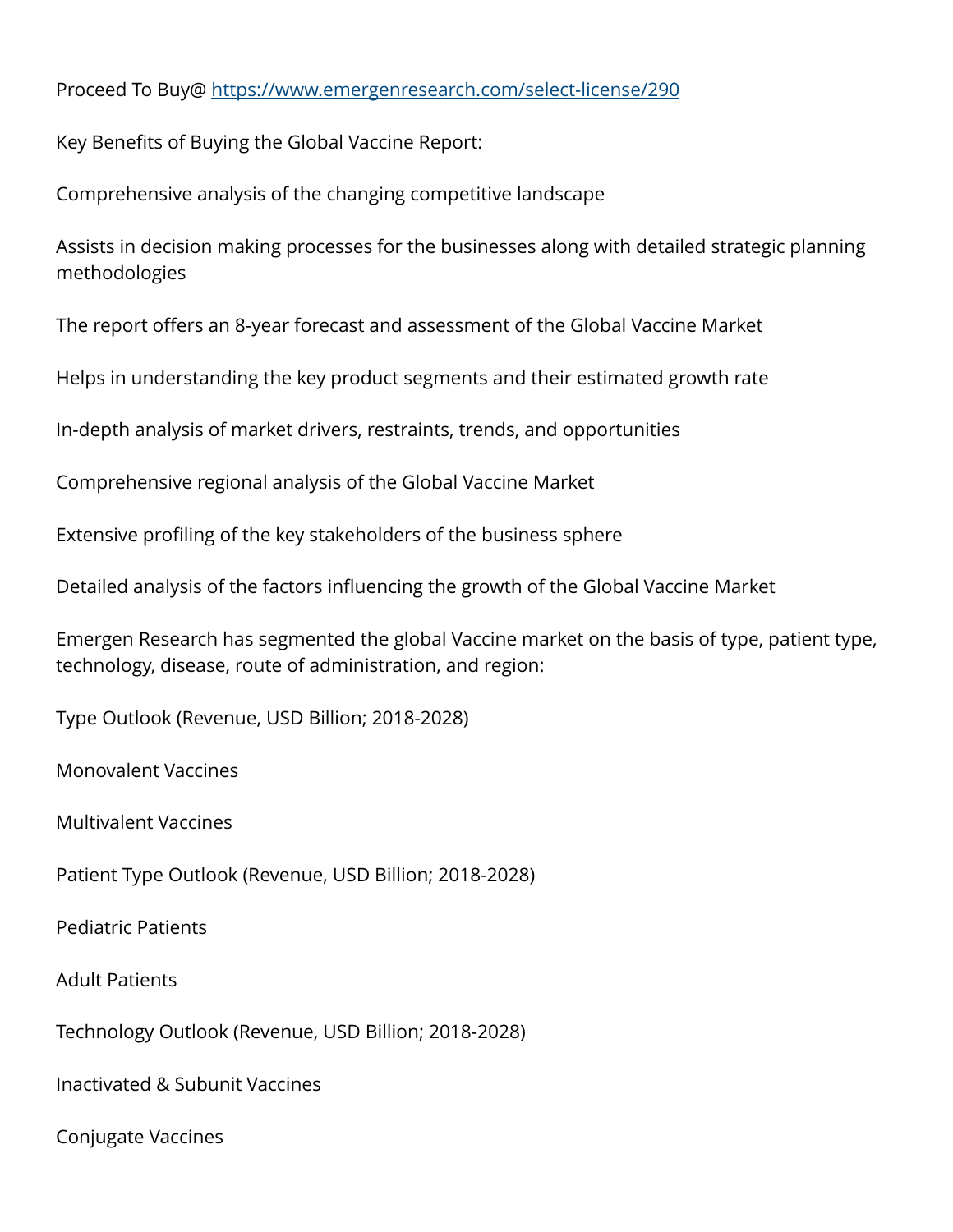Proceed To Buy@ [https://www.emergenresearch.com/select-license/290](https://www.emergenresearch.com/select-license/290)

Key Benefits of Buying the Global Vaccine Report:

Comprehensive analysis of the changing competitive landscape

Assists in decision making processes for the businesses along with detailed strategic planning methodologies

The report offers an 8-year forecast and assessment of the Global Vaccine Market

Helps in understanding the key product segments and their estimated growth rate

In-depth analysis of market drivers, restraints, trends, and opportunities

Comprehensive regional analysis of the Global Vaccine Market

Extensive profiling of the key stakeholders of the business sphere

Detailed analysis of the factors influencing the growth of the Global Vaccine Market

Emergen Research has segmented the global Vaccine market on the basis of type, patient type, technology, disease, route of administration, and region:

Type Outlook (Revenue, USD Billion; 2018-2028)

Monovalent Vaccines

Multivalent Vaccines

Patient Type Outlook (Revenue, USD Billion; 2018-2028)

Pediatric Patients

Adult Patients

Technology Outlook (Revenue, USD Billion; 2018-2028)

Inactivated & Subunit Vaccines

Conjugate Vaccines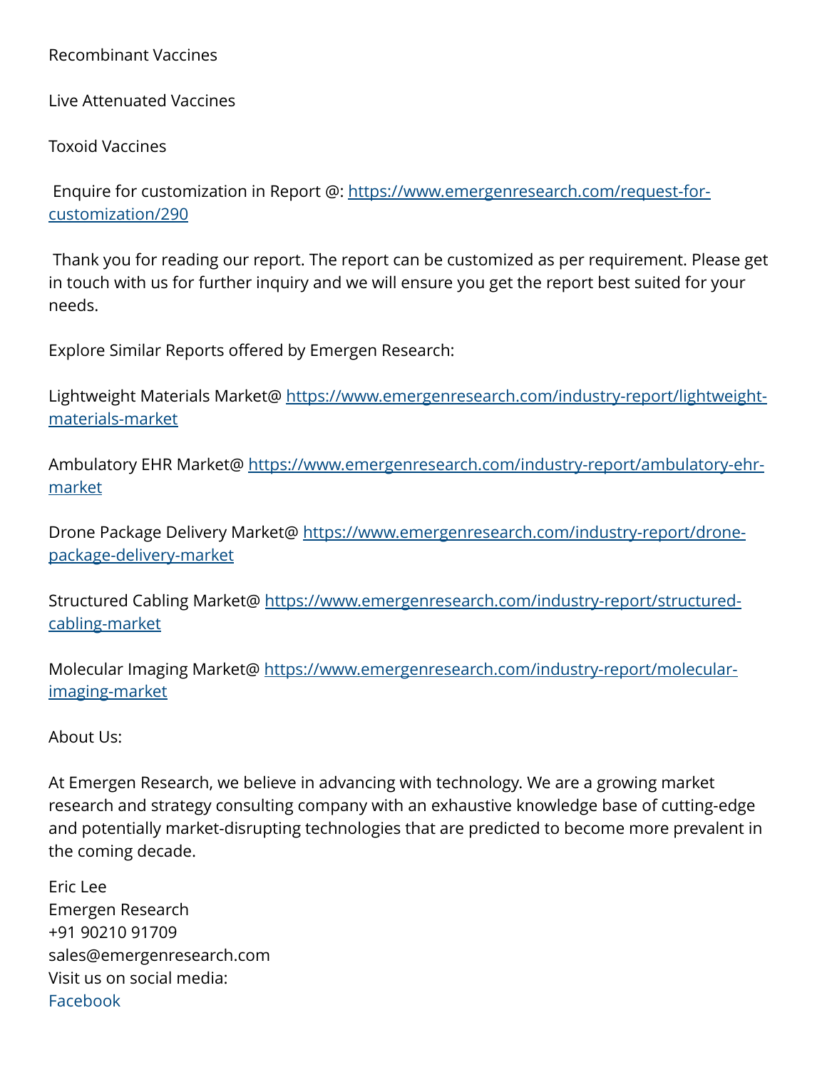Recombinant Vaccines

Live Attenuated Vaccines

Toxoid Vaccines

Enquire for customization in Report @: [https://www.emergenresearch.com/request-for-customization/290](https://www.emergenresearch.com/request-for-customization/290)

Thank you for reading our report. The report can be customized as per requirement. Please get in touch with us for further inquiry and we will ensure you get the report best suited for your needs.

Explore Similar Reports offered by Emergen Research:

Lightweight Materials Market@ [https://www.emergenresearch.com/industry-report/lightweight-materials-market](https://www.emergenresearch.com/industry-report/lightweight-materials-market)

Ambulatory EHR Market@ [https://www.emergenresearch.com/industry-report/ambulatory-ehr-market](https://www.emergenresearch.com/industry-report/ambulatory-ehr-market)

Drone Package Delivery Market@ [https://www.emergenresearch.com/industry-report/drone-package-delivery-market](https://www.emergenresearch.com/industry-report/drone-package-delivery-market)

Structured Cabling Market@ [https://www.emergenresearch.com/industry-report/structured-cabling-market](https://www.emergenresearch.com/industry-report/structured-cabling-market)

Molecular Imaging Market@ [https://www.emergenresearch.com/industry-report/molecular-imaging-market](https://www.emergenresearch.com/industry-report/molecular-imaging-market)

About Us:

At Emergen Research, we believe in advancing with technology. We are a growing market research and strategy consulting company with an exhaustive knowledge base of cutting-edge and potentially market-disrupting technologies that are predicted to become more prevalent in the coming decade.

Eric Lee
Emergen Research
+91 90210 91709
sales@emergenresearch.com
Visit us on social media:
Facebook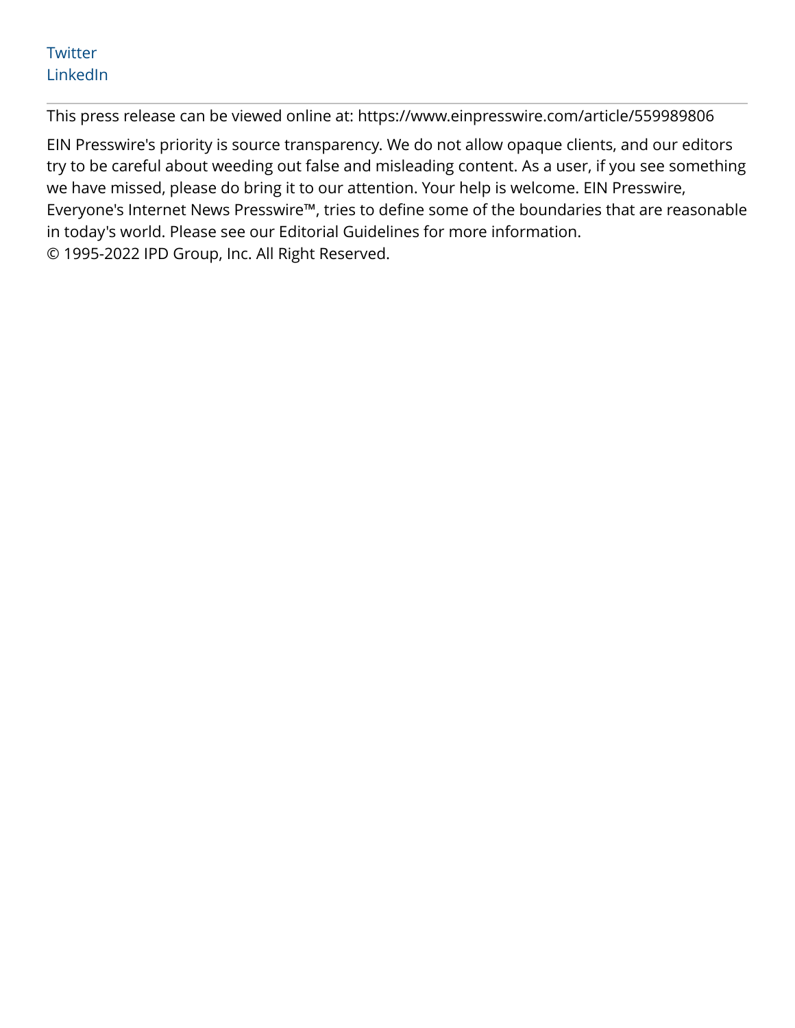Twitter
LinkedIn

---

This press release can be viewed online at: https://www.einpresswire.com/article/559989806

EIN Presswire's priority is source transparency. We do not allow opaque clients, and our editors try to be careful about weeding out false and misleading content. As a user, if you see something we have missed, please do bring it to our attention. Your help is welcome. EIN Presswire, Everyone's Internet News Presswire™, tries to define some of the boundaries that are reasonable in today's world. Please see our Editorial Guidelines for more information.
© 1995-2022 IPD Group, Inc. All Right Reserved.